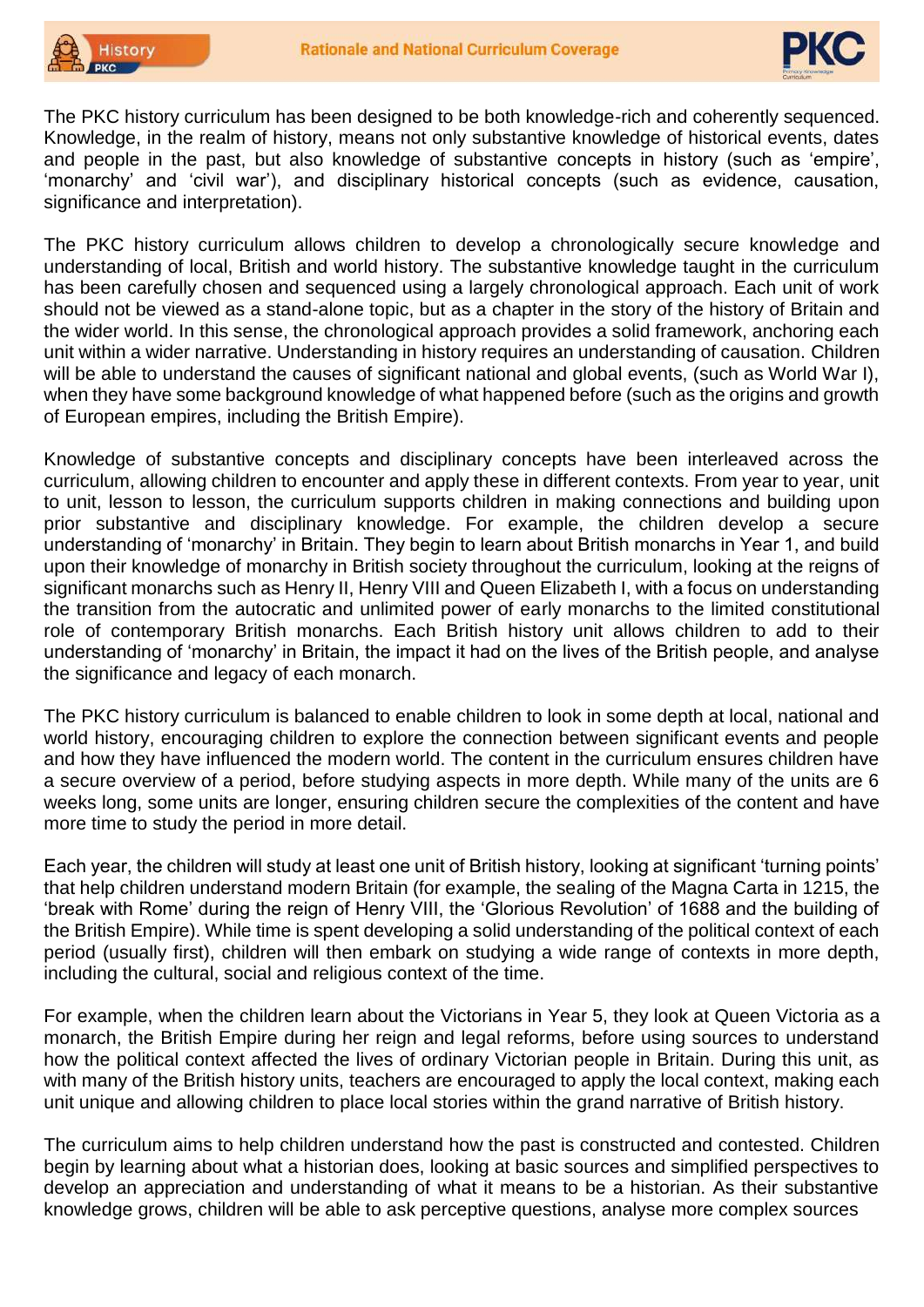The PKC history curriculum has been designed to be both knowledge-rich and coherently sequenced. Knowledge, in the realm of history, means not only substantive knowledge of historical events, dates and people in the past, but also knowledge of substantive concepts in history (such as 'empire', 'monarchy' and 'civil war'), and disciplinary historical concepts (such as evidence, causation, significance and interpretation).

The PKC history curriculum allows children to develop a chronologically secure knowledge and understanding of local, British and world history. The substantive knowledge taught in the curriculum has been carefully chosen and sequenced using a largely chronological approach. Each unit of work should not be viewed as a stand-alone topic, but as a chapter in the story of the history of Britain and the wider world. In this sense, the chronological approach provides a solid framework, anchoring each unit within a wider narrative. Understanding in history requires an understanding of causation. Children will be able to understand the causes of significant national and global events, (such as World War I), when they have some background knowledge of what happened before (such as the origins and growth of European empires, including the British Empire).

Knowledge of substantive concepts and disciplinary concepts have been interleaved across the curriculum, allowing children to encounter and apply these in different contexts. From year to year, unit to unit, lesson to lesson, the curriculum supports children in making connections and building upon prior substantive and disciplinary knowledge. For example, the children develop a secure understanding of 'monarchy' in Britain. They begin to learn about British monarchs in Year 1, and build upon their knowledge of monarchy in British society throughout the curriculum, looking at the reigns of significant monarchs such as Henry II, Henry VIII and Queen Elizabeth I, with a focus on understanding the transition from the autocratic and unlimited power of early monarchs to the limited constitutional role of contemporary British monarchs. Each British history unit allows children to add to their understanding of 'monarchy' in Britain, the impact it had on the lives of the British people, and analyse the significance and legacy of each monarch.

The PKC history curriculum is balanced to enable children to look in some depth at local, national and world history, encouraging children to explore the connection between significant events and people and how they have influenced the modern world. The content in the curriculum ensures children have a secure overview of a period, before studying aspects in more depth. While many of the units are 6 weeks long, some units are longer, ensuring children secure the complexities of the content and have more time to study the period in more detail.

Each year, the children will study at least one unit of British history, looking at significant 'turning points' that help children understand modern Britain (for example, the sealing of the Magna Carta in 1215, the 'break with Rome' during the reign of Henry VIII, the 'Glorious Revolution' of 1688 and the building of the British Empire). While time is spent developing a solid understanding of the political context of each period (usually first), children will then embark on studying a wide range of contexts in more depth, including the cultural, social and religious context of the time.

For example, when the children learn about the Victorians in Year 5, they look at Queen Victoria as a monarch, the British Empire during her reign and legal reforms, before using sources to understand how the political context affected the lives of ordinary Victorian people in Britain. During this unit, as with many of the British history units, teachers are encouraged to apply the local context, making each unit unique and allowing children to place local stories within the grand narrative of British history.

The curriculum aims to help children understand how the past is constructed and contested. Children begin by learning about what a historian does, looking at basic sources and simplified perspectives to develop an appreciation and understanding of what it means to be a historian. As their substantive knowledge grows, children will be able to ask perceptive questions, analyse more complex sources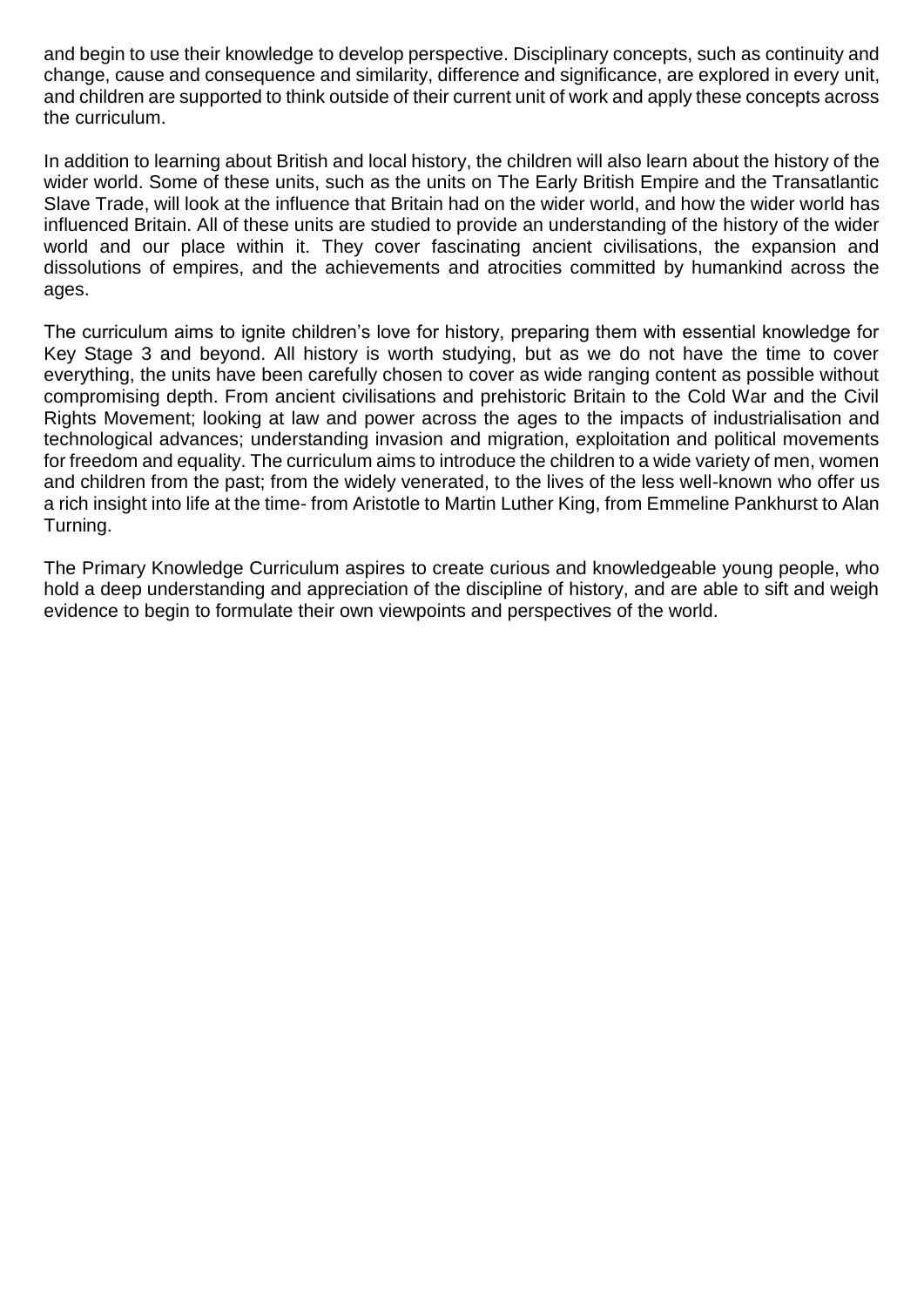and begin to use their knowledge to develop perspective. Disciplinary concepts, such as continuity and change, cause and consequence and similarity, difference and significance, are explored in every unit, and children are supported to think outside of their current unit of work and apply these concepts across the curriculum.

In addition to learning about British and local history, the children will also learn about the history of the wider world. Some of these units, such as the units on The Early British Empire and the Transatlantic Slave Trade, will look at the influence that Britain had on the wider world, and how the wider world has influenced Britain. All of these units are studied to provide an understanding of the history of the wider world and our place within it. They cover fascinating ancient civilisations, the expansion and dissolutions of empires, and the achievements and atrocities committed by humankind across the ages.

The curriculum aims to ignite children's love for history, preparing them with essential knowledge for Key Stage 3 and beyond. All history is worth studying, but as we do not have the time to cover everything, the units have been carefully chosen to cover as wide ranging content as possible without compromising depth. From ancient civilisations and prehistoric Britain to the Cold War and the Civil Rights Movement; looking at law and power across the ages to the impacts of industrialisation and technological advances; understanding invasion and migration, exploitation and political movements for freedom and equality. The curriculum aims to introduce the children to a wide variety of men, women and children from the past; from the widely venerated, to the lives of the less well-known who offer us a rich insight into life at the time- from Aristotle to Martin Luther King, from Emmeline Pankhurst to Alan Turning.

The Primary Knowledge Curriculum aspires to create curious and knowledgeable young people, who hold a deep understanding and appreciation of the discipline of history, and are able to sift and weigh evidence to begin to formulate their own viewpoints and perspectives of the world.